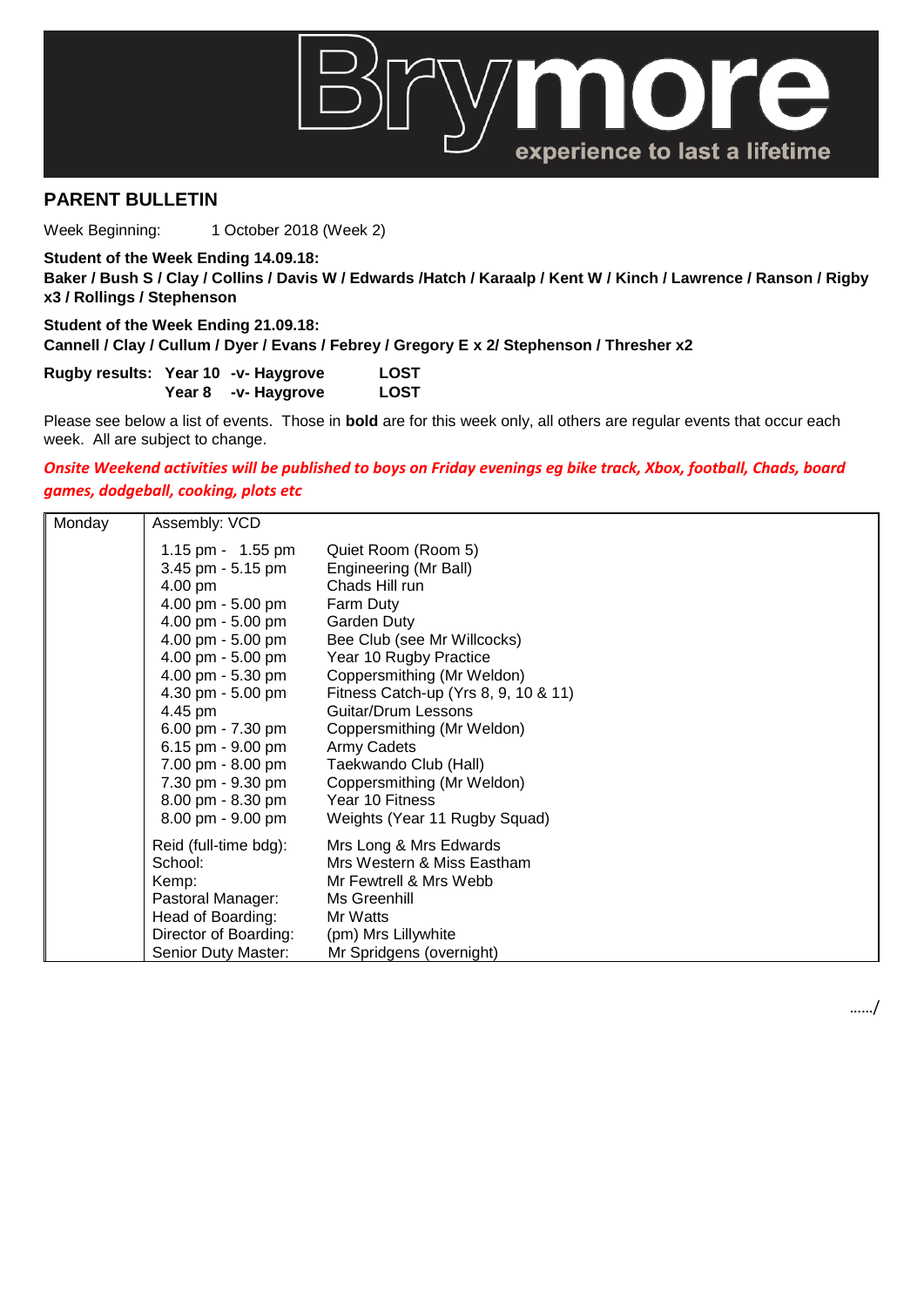Brymore
experience to last a lifetime

## PARENT BULLETIN

Week Beginning: 1 October 2018 (Week 2)

**Student of the Week Ending 14.09.18:**
**Baker / Bush S / Clay / Collins / Davis W / Edwards /Hatch / Karaalp / Kent W / Kinch / Lawrence / Ranson / Rigby x3 / Rollings / Stephenson**

**Student of the Week Ending 21.09.18:**
**Cannell / Clay / Cullum / Dyer / Evans / Febrey / Gregory E x 2/ Stephenson / Thresher x2**

| **Rugby results:** | **Year 10 -v- Haygrove** | **LOST** |
|---|---|---|
| | **Year 8 -v- Haygrove** | **LOST** |

Please see below a list of events. Those in **bold** are for this week only, all others are regular events that occur each week. All are subject to change.

***Onsite Weekend activities will be published to boys on Friday evenings eg bike track, Xbox, football, Chads, board games, dodgeball, cooking, plots etc***

| Monday | Assembly: VCD | |
|---|---|---|
| | 1.15 pm - 1.55 pm | Quiet Room (Room 5) |
| | 3.45 pm - 5.15 pm | Engineering (Mr Ball) |
| | 4.00 pm | Chads Hill run |
| | 4.00 pm - 5.00 pm | Farm Duty |
| | 4.00 pm - 5.00 pm | Garden Duty |
| | 4.00 pm - 5.00 pm | Bee Club (see Mr Willcocks) |
| | 4.00 pm - 5.00 pm | Year 10 Rugby Practice |
| | 4.00 pm - 5.30 pm | Coppersmithing (Mr Weldon) |
| | 4.30 pm - 5.00 pm | Fitness Catch-up (Yrs 8, 9, 10 & 11) |
| | 4.45 pm | Guitar/Drum Lessons |
| | 6.00 pm - 7.30 pm | Coppersmithing (Mr Weldon) |
| | 6.15 pm - 9.00 pm | Army Cadets |
| | 7.00 pm - 8.00 pm | Taekwando Club (Hall) |
| | 7.30 pm - 9.30 pm | Coppersmithing (Mr Weldon) |
| | 8.00 pm - 8.30 pm | Year 10 Fitness |
| | 8.00 pm - 9.00 pm | Weights (Year 11 Rugby Squad) |
| | Reid (full-time bdg): | Mrs Long & Mrs Edwards |
| | School: | Mrs Western & Miss Eastham |
| | Kemp: | Mr Fewtrell & Mrs Webb |
| | Pastoral Manager: | Ms Greenhill |
| | Head of Boarding: | Mr Watts |
| | Director of Boarding: | (pm) Mrs Lillywhite |
| | Senior Duty Master: | Mr Spridgens (overnight) |

……/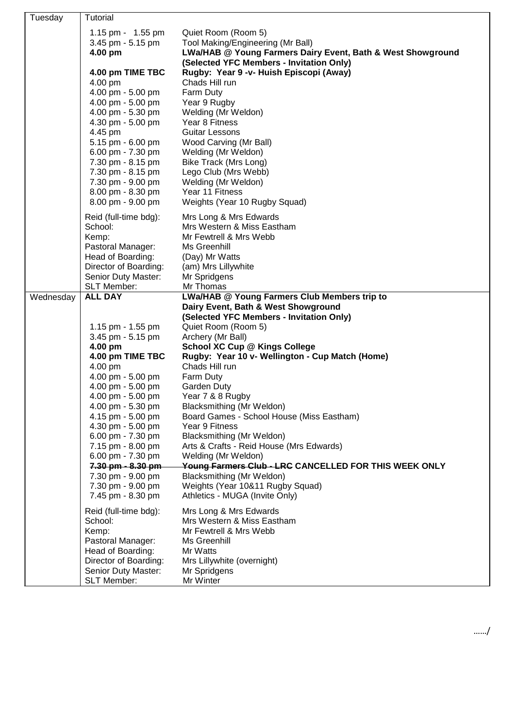| Tuesday | Tutorial | |
|---|---|---|
| | 1.15 pm - 1.55 pm | Quiet Room (Room 5) |
| | 3.45 pm - 5.15 pm | Tool Making/Engineering (Mr Ball) |
| | **4.00 pm** | **LWa/HAB @ Young Farmers Dairy Event, Bath & West Showground (Selected YFC Members - Invitation Only)** |
| | **4.00 pm TIME TBC** | **Rugby: Year 9 -v- Huish Episcopi (Away)** |
| | 4.00 pm | Chads Hill run |
| | 4.00 pm - 5.00 pm | Farm Duty |
| | 4.00 pm - 5.00 pm | Year 9 Rugby |
| | 4.00 pm - 5.30 pm | Welding (Mr Weldon) |
| | 4.30 pm - 5.00 pm | Year 8 Fitness |
| | 4.45 pm | Guitar Lessons |
| | 5.15 pm - 6.00 pm | Wood Carving (Mr Ball) |
| | 6.00 pm - 7.30 pm | Welding (Mr Weldon) |
| | 7.30 pm - 8.15 pm | Bike Track (Mrs Long) |
| | 7.30 pm - 8.15 pm | Lego Club (Mrs Webb) |
| | 7.30 pm - 9.00 pm | Welding (Mr Weldon) |
| | 8.00 pm - 8.30 pm | Year 11 Fitness |
| | 8.00 pm - 9.00 pm | Weights (Year 10 Rugby Squad) |
| | Reid (full-time bdg): | Mrs Long & Mrs Edwards |
| | School: | Mrs Western & Miss Eastham |
| | Kemp: | Mr Fewtrell & Mrs Webb |
| | Pastoral Manager: | Ms Greenhill |
| | Head of Boarding: | (Day) Mr Watts |
| | Director of Boarding: | (am) Mrs Lillywhite |
| | Senior Duty Master: | Mr Spridgens |
| | SLT Member: | Mr Thomas |
| Wednesday | **ALL DAY** | **LWa/HAB @ Young Farmers Club Members trip to Dairy Event, Bath & West Showground (Selected YFC Members - Invitation Only)** |
| | 1.15 pm - 1.55 pm | Quiet Room (Room 5) |
| | 3.45 pm - 5.15 pm | Archery (Mr Ball) |
| | **4.00 pm** | **School XC Cup @ Kings College** |
| | **4.00 pm TIME TBC** | **Rugby: Year 10 v- Wellington - Cup Match (Home)** |
| | 4.00 pm | Chads Hill run |
| | 4.00 pm - 5.00 pm | Farm Duty |
| | 4.00 pm - 5.00 pm | Garden Duty |
| | 4.00 pm - 5.00 pm | Year 7 & 8 Rugby |
| | 4.00 pm - 5.30 pm | Blacksmithing (Mr Weldon) |
| | 4.15 pm - 5.00 pm | Board Games - School House (Miss Eastham) |
| | 4.30 pm - 5.00 pm | Year 9 Fitness |
| | 6.00 pm - 7.30 pm | Blacksmithing (Mr Weldon) |
| | 7.15 pm - 8.00 pm | Arts & Crafts - Reid House (Mrs Edwards) |
| | 6.00 pm - 7.30 pm | Welding (Mr Weldon) |
| | ~~7.30 pm - 8.30 pm~~ | **~~Young Farmers Club - LRC~~ CANCELLED FOR THIS WEEK ONLY** |
| | 7.30 pm - 9.00 pm | Blacksmithing (Mr Weldon) |
| | 7.30 pm - 9.00 pm | Weights (Year 10&11 Rugby Squad) |
| | 7.45 pm - 8.30 pm | Athletics - MUGA (Invite Only) |
| | Reid (full-time bdg): | Mrs Long & Mrs Edwards |
| | School: | Mrs Western & Miss Eastham |
| | Kemp: | Mr Fewtrell & Mrs Webb |
| | Pastoral Manager: | Ms Greenhill |
| | Head of Boarding: | Mr Watts |
| | Director of Boarding: | Mrs Lillywhite (overnight) |
| | Senior Duty Master: | Mr Spridgens |
| | SLT Member: | Mr Winter |

……/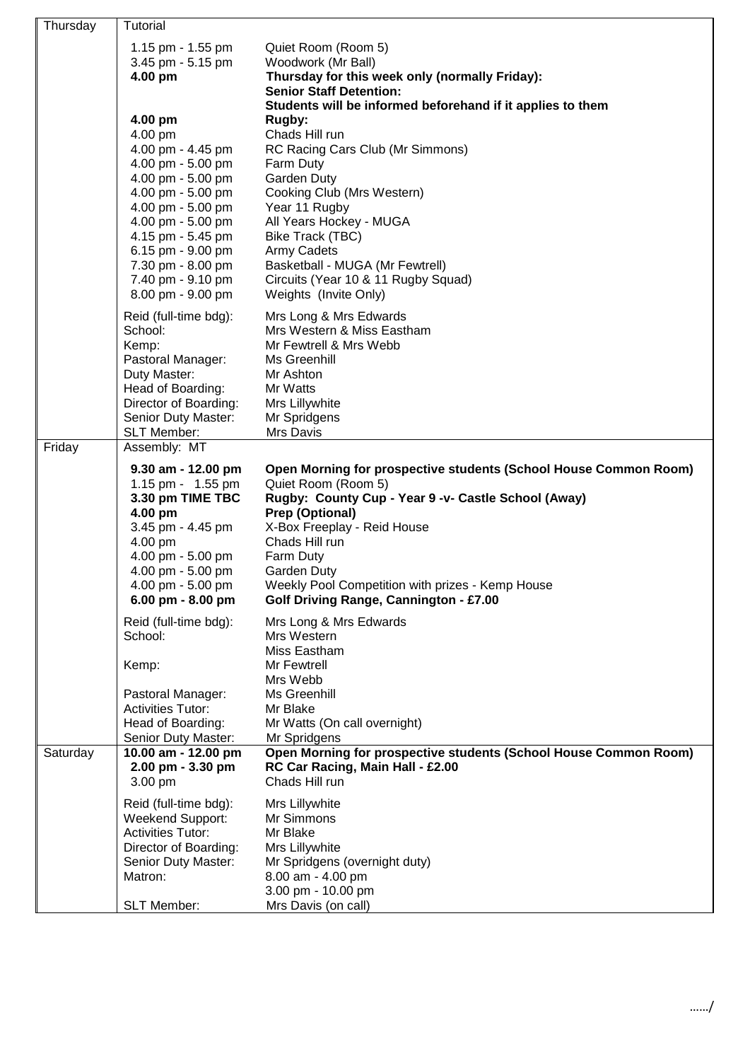| Day | Time / Role | Activity / Staff |
|---|---|---|
| Thursday | Tutorial | |
| | 1.15 pm - 1.55 pm | Quiet Room (Room 5) |
| | 3.45 pm - 5.15 pm | Woodwork (Mr Ball) |
| | **4.00 pm** | **Thursday for this week only (normally Friday): Senior Staff Detention: Students will be informed beforehand if it applies to them** |
| | **4.00 pm** | **Rugby:** |
| | 4.00 pm | Chads Hill run |
| | 4.00 pm - 4.45 pm | RC Racing Cars Club (Mr Simmons) |
| | 4.00 pm - 5.00 pm | Farm Duty |
| | 4.00 pm - 5.00 pm | Garden Duty |
| | 4.00 pm - 5.00 pm | Cooking Club (Mrs Western) |
| | 4.00 pm - 5.00 pm | Year 11 Rugby |
| | 4.00 pm - 5.00 pm | All Years Hockey - MUGA |
| | 4.15 pm - 5.45 pm | Bike Track (TBC) |
| | 6.15 pm - 9.00 pm | Army Cadets |
| | 7.30 pm - 8.00 pm | Basketball - MUGA (Mr Fewtrell) |
| | 7.40 pm - 9.10 pm | Circuits (Year 10 & 11 Rugby Squad) |
| | 8.00 pm - 9.00 pm | Weights (Invite Only) |
| | Reid (full-time bdg): | Mrs Long & Mrs Edwards |
| | School: | Mrs Western & Miss Eastham |
| | Kemp: | Mr Fewtrell & Mrs Webb |
| | Pastoral Manager: | Ms Greenhill |
| | Duty Master: | Mr Ashton |
| | Head of Boarding: | Mr Watts |
| | Director of Boarding: | Mrs Lillywhite |
| | Senior Duty Master: | Mr Spridgens |
| | SLT Member: | Mrs Davis |
| Friday | Assembly: MT | |
| | **9.30 am - 12.00 pm** | **Open Morning for prospective students (School House Common Room)** |
| | 1.15 pm - 1.55 pm | Quiet Room (Room 5) |
| | **3.30 pm TIME TBC** | **Rugby: County Cup - Year 9 -v- Castle School (Away)** |
| | **4.00 pm** | **Prep (Optional)** |
| | 3.45 pm - 4.45 pm | X-Box Freeplay - Reid House |
| | 4.00 pm | Chads Hill run |
| | 4.00 pm - 5.00 pm | Farm Duty |
| | 4.00 pm - 5.00 pm | Garden Duty |
| | 4.00 pm - 5.00 pm | Weekly Pool Competition with prizes - Kemp House |
| | **6.00 pm - 8.00 pm** | **Golf Driving Range, Cannington - £7.00** |
| | Reid (full-time bdg): | Mrs Long & Mrs Edwards |
| | School: | Mrs Western<br>Miss Eastham |
| | Kemp: | Mr Fewtrell<br>Mrs Webb |
| | Pastoral Manager: | Ms Greenhill |
| | Activities Tutor: | Mr Blake |
| | Head of Boarding: | Mr Watts (On call overnight) |
| | Senior Duty Master: | Mr Spridgens |
| Saturday | **10.00 am - 12.00 pm** | **Open Morning for prospective students (School House Common Room)** |
| | **2.00 pm - 3.30 pm** | **RC Car Racing, Main Hall - £2.00** |
| | 3.00 pm | Chads Hill run |
| | Reid (full-time bdg): | Mrs Lillywhite |
| | Weekend Support: | Mr Simmons |
| | Activities Tutor: | Mr Blake |
| | Director of Boarding: | Mrs Lillywhite |
| | Senior Duty Master: | Mr Spridgens (overnight duty) |
| | Matron: | 8.00 am - 4.00 pm<br>3.00 pm - 10.00 pm |
| | SLT Member: | Mrs Davis (on call) |

……/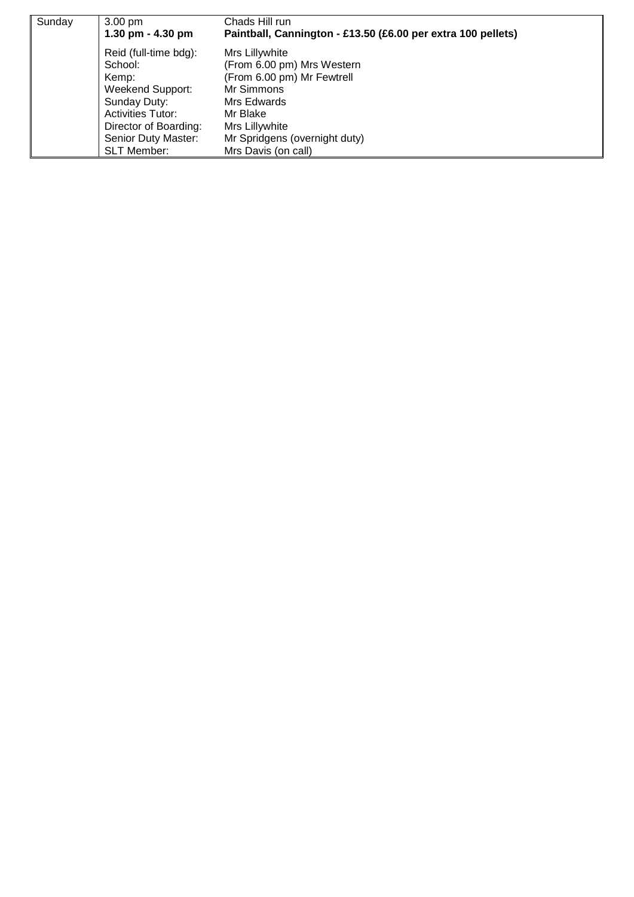| | | |
|---|---|---|
| Sunday | 3.00 pm<br>**1.30 pm - 4.30 pm** | Chads Hill run<br>**Paintball, Cannington - £13.50 (£6.00 per extra 100 pellets)** |
| | Reid (full-time bdg):<br>School:<br>Kemp:<br>Weekend Support:<br>Sunday Duty:<br>Activities Tutor:<br>Director of Boarding:<br>Senior Duty Master:<br>SLT Member: | Mrs Lillywhite<br>(From 6.00 pm) Mrs Western<br>(From 6.00 pm) Mr Fewtrell<br>Mr Simmons<br>Mrs Edwards<br>Mr Blake<br>Mrs Lillywhite<br>Mr Spridgens (overnight duty)<br>Mrs Davis (on call) |